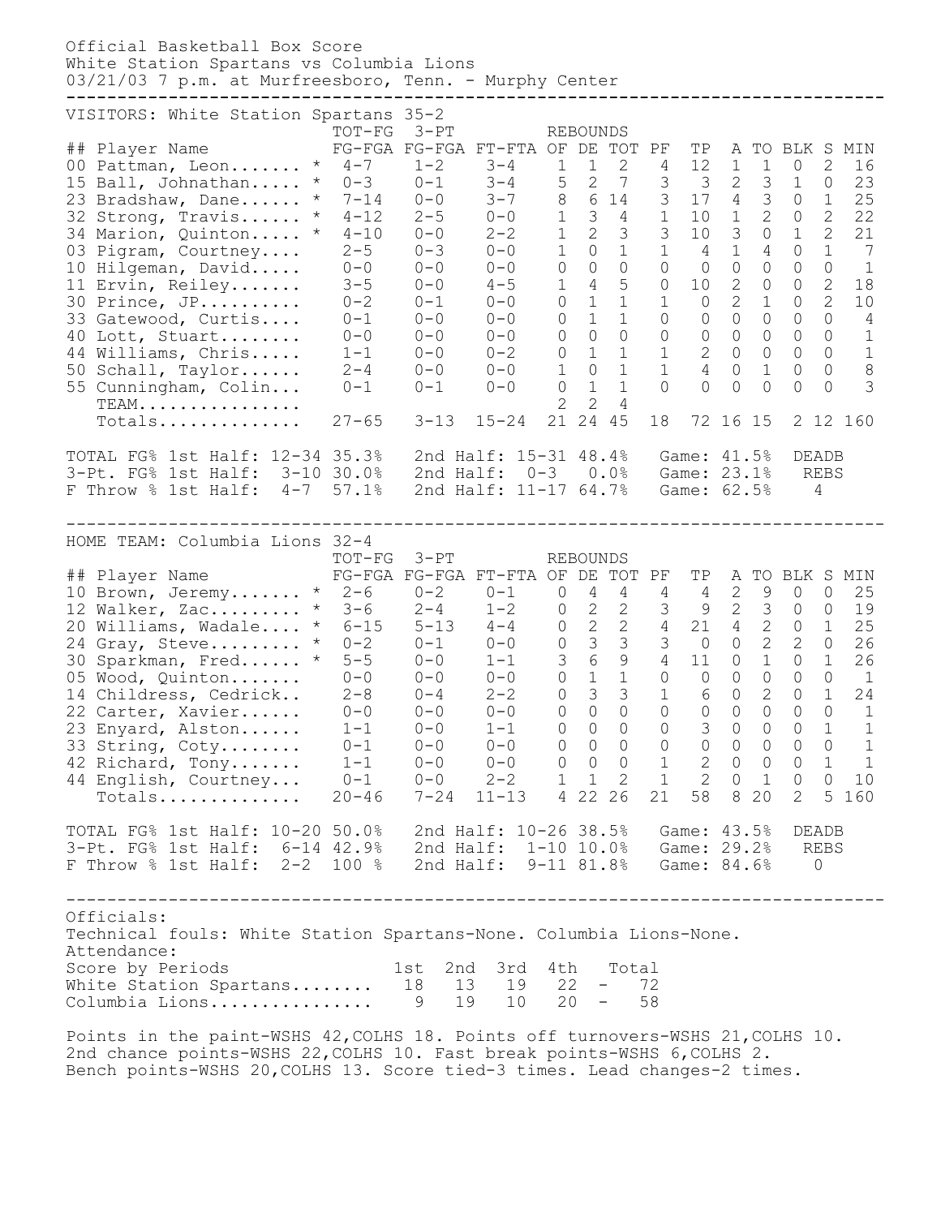Official Basketball Box Score
White Station Spartans vs Columbia Lions
03/21/03 7 p.m. at Murfreesboro, Tenn. - Murphy Center

VISITORS: White Station Spartans 35-2

| ## | Player Name | | TOT-FG FG-FGA | 3-PT FG-FGA | FT-FTA | REBOUNDS OF | DE | TOT | PF | TP | A | TO | BLK | S | MIN |
|---|---|---|---|---|---|---|---|---|---|---|---|---|---|---|---|
| 00 | Pattman, Leon....... | * | 4-7 | 1-2 | 3-4 | 1 | 1 | 2 | 4 | 12 | 1 | 1 | 0 | 2 | 16 |
| 15 | Ball, Johnathan..... | * | 0-3 | 0-1 | 3-4 | 5 | 2 | 7 | 3 | 3 | 2 | 3 | 1 | 0 | 23 |
| 23 | Bradshaw, Dane...... | * | 7-14 | 0-0 | 3-7 | 8 | 6 | 14 | 3 | 17 | 4 | 3 | 0 | 1 | 25 |
| 32 | Strong, Travis...... | * | 4-12 | 2-5 | 0-0 | 1 | 3 | 4 | 1 | 10 | 1 | 2 | 0 | 2 | 22 |
| 34 | Marion, Quinton..... | * | 4-10 | 0-0 | 2-2 | 1 | 2 | 3 | 3 | 10 | 3 | 0 | 1 | 2 | 21 |
| 03 | Pigram, Courtney.... | | 2-5 | 0-3 | 0-0 | 1 | 0 | 1 | 1 | 4 | 1 | 4 | 0 | 1 | 7 |
| 10 | Hilgeman, David..... | | 0-0 | 0-0 | 0-0 | 0 | 0 | 0 | 0 | 0 | 0 | 0 | 0 | 0 | 1 |
| 11 | Ervin, Reiley....... | | 3-5 | 0-0 | 4-5 | 1 | 4 | 5 | 0 | 10 | 2 | 0 | 0 | 2 | 18 |
| 30 | Prince, JP.......... | | 0-2 | 0-1 | 0-0 | 0 | 1 | 1 | 1 | 0 | 2 | 1 | 0 | 2 | 10 |
| 33 | Gatewood, Curtis.... | | 0-1 | 0-0 | 0-0 | 0 | 1 | 1 | 0 | 0 | 0 | 0 | 0 | 0 | 4 |
| 40 | Lott, Stuart........ | | 0-0 | 0-0 | 0-0 | 0 | 0 | 0 | 0 | 0 | 0 | 0 | 0 | 0 | 1 |
| 44 | Williams, Chris..... | | 1-1 | 0-0 | 0-2 | 0 | 1 | 1 | 1 | 2 | 0 | 0 | 0 | 0 | 1 |
| 50 | Schall, Taylor...... | | 2-4 | 0-0 | 0-0 | 1 | 0 | 1 | 1 | 4 | 0 | 1 | 0 | 0 | 8 |
| 55 | Cunningham, Colin... | | 0-1 | 0-1 | 0-0 | 0 | 1 | 1 | 0 | 0 | 0 | 0 | 0 | 0 | 3 |
| | TEAM................ | | | | | 2 | 2 | 4 | | | | | | | |
| | Totals.............. | | 27-65 | 3-13 | 15-24 | 21 | 24 | 45 | 18 | 72 | 16 | 15 | 2 | 12 | 160 |

TOTAL FG% 1st Half: 12-34 35.3%   2nd Half: 15-31 48.4%   Game: 41.5%   DEADB
3-Pt. FG% 1st Half: 3-10 30.0%   2nd Half: 0-3 0.0%   Game: 23.1%   REBS
F Throw % 1st Half: 4-7 57.1%   2nd Half: 11-17 64.7%   Game: 62.5%   4

HOME TEAM: Columbia Lions 32-4

| ## | Player Name | | TOT-FG FG-FGA | 3-PT FG-FGA | FT-FTA | REBOUNDS OF | DE | TOT | PF | TP | A | TO | BLK | S | MIN |
|---|---|---|---|---|---|---|---|---|---|---|---|---|---|---|---|
| 10 | Brown, Jeremy....... | * | 2-6 | 0-2 | 0-1 | 0 | 4 | 4 | 4 | 4 | 2 | 9 | 0 | 0 | 25 |
| 12 | Walker, Zac......... | * | 3-6 | 2-4 | 1-2 | 0 | 2 | 2 | 3 | 9 | 2 | 3 | 0 | 0 | 19 |
| 20 | Williams, Wadale.... | * | 6-15 | 5-13 | 4-4 | 0 | 2 | 2 | 4 | 21 | 4 | 2 | 0 | 1 | 25 |
| 24 | Gray, Steve......... | * | 0-2 | 0-1 | 0-0 | 0 | 3 | 3 | 3 | 0 | 0 | 2 | 2 | 0 | 26 |
| 30 | Sparkman, Fred...... | * | 5-5 | 0-0 | 1-1 | 3 | 6 | 9 | 4 | 11 | 0 | 1 | 0 | 1 | 26 |
| 05 | Wood, Quinton....... | | 0-0 | 0-0 | 0-0 | 0 | 1 | 1 | 0 | 0 | 0 | 0 | 0 | 0 | 1 |
| 14 | Childress, Cedrick.. | | 2-8 | 0-4 | 2-2 | 0 | 3 | 3 | 1 | 6 | 0 | 2 | 0 | 1 | 24 |
| 22 | Carter, Xavier...... | | 0-0 | 0-0 | 0-0 | 0 | 0 | 0 | 0 | 0 | 0 | 0 | 0 | 0 | 1 |
| 23 | Enyard, Alston...... | | 1-1 | 0-0 | 1-1 | 0 | 0 | 0 | 0 | 3 | 0 | 0 | 0 | 1 | 1 |
| 33 | String, Coty........ | | 0-1 | 0-0 | 0-0 | 0 | 0 | 0 | 0 | 0 | 0 | 0 | 0 | 0 | 1 |
| 42 | Richard, Tony....... | | 1-1 | 0-0 | 0-0 | 0 | 0 | 0 | 1 | 2 | 0 | 0 | 0 | 1 | 1 |
| 44 | English, Courtney... | | 0-1 | 0-0 | 2-2 | 1 | 1 | 2 | 1 | 2 | 0 | 1 | 0 | 0 | 10 |
| | Totals.............. | | 20-46 | 7-24 | 11-13 | 4 | 22 | 26 | 21 | 58 | 8 | 20 | 2 | 5 | 160 |

TOTAL FG% 1st Half: 10-20 50.0%   2nd Half: 10-26 38.5%   Game: 43.5%   DEADB
3-Pt. FG% 1st Half: 6-14 42.9%   2nd Half: 1-10 10.0%   Game: 29.2%   REBS
F Throw % 1st Half: 2-2 100 %   2nd Half: 9-11 81.8%   Game: 84.6%   0

Officials:
Technical fouls: White Station Spartans-None. Columbia Lions-None.
Attendance:

| Score by Periods | 1st | 2nd | 3rd | 4th | | Total |
|---|---|---|---|---|---|---|
| White Station Spartans........ | 18 | 13 | 19 | 22 | - | 72 |
| Columbia Lions................ | 9 | 19 | 10 | 20 | - | 58 |

Points in the paint-WSHS 42,COLHS 18. Points off turnovers-WSHS 21,COLHS 10.
2nd chance points-WSHS 22,COLHS 10. Fast break points-WSHS 6,COLHS 2.
Bench points-WSHS 20,COLHS 13. Score tied-3 times. Lead changes-2 times.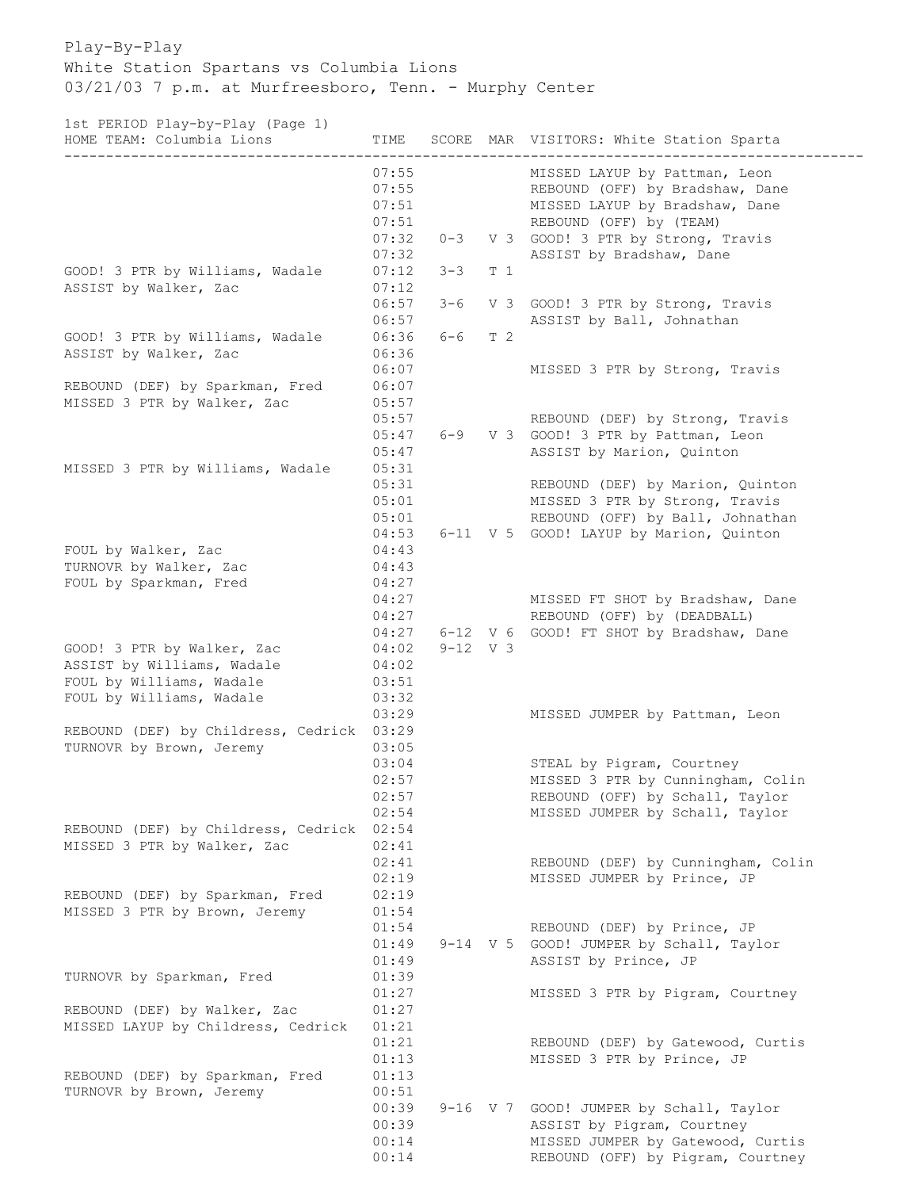Play-By-Play
White Station Spartans vs Columbia Lions
03/21/03 7 p.m. at Murfreesboro, Tenn. - Murphy Center

1st PERIOD Play-by-Play (Page 1)

| HOME TEAM: Columbia Lions | TIME | SCORE | MAR | VISITORS: White Station Sparta |
|---|---|---|---|---|
| | 07:55 | | | MISSED LAYUP by Pattman, Leon |
| | 07:55 | | | REBOUND (OFF) by Bradshaw, Dane |
| | 07:51 | | | MISSED LAYUP by Bradshaw, Dane |
| | 07:51 | | | REBOUND (OFF) by (TEAM) |
| | 07:32 | 0-3 | V 3 | GOOD! 3 PTR by Strong, Travis |
| | 07:32 | | | ASSIST by Bradshaw, Dane |
| GOOD! 3 PTR by Williams, Wadale | 07:12 | 3-3 | T 1 | |
| ASSIST by Walker, Zac | 07:12 | | | |
| | 06:57 | 3-6 | V 3 | GOOD! 3 PTR by Strong, Travis |
| | 06:57 | | | ASSIST by Ball, Johnathan |
| GOOD! 3 PTR by Williams, Wadale | 06:36 | 6-6 | T 2 | |
| ASSIST by Walker, Zac | 06:36 | | | |
| | 06:07 | | | MISSED 3 PTR by Strong, Travis |
| REBOUND (DEF) by Sparkman, Fred | 06:07 | | | |
| MISSED 3 PTR by Walker, Zac | 05:57 | | | |
| | 05:57 | | | REBOUND (DEF) by Strong, Travis |
| | 05:47 | 6-9 | V 3 | GOOD! 3 PTR by Pattman, Leon |
| | 05:47 | | | ASSIST by Marion, Quinton |
| MISSED 3 PTR by Williams, Wadale | 05:31 | | | |
| | 05:31 | | | REBOUND (DEF) by Marion, Quinton |
| | 05:01 | | | MISSED 3 PTR by Strong, Travis |
| | 05:01 | | | REBOUND (OFF) by Ball, Johnathan |
| | 04:53 | 6-11 | V 5 | GOOD! LAYUP by Marion, Quinton |
| FOUL by Walker, Zac | 04:43 | | | |
| TURNOVR by Walker, Zac | 04:43 | | | |
| FOUL by Sparkman, Fred | 04:27 | | | |
| | 04:27 | | | MISSED FT SHOT by Bradshaw, Dane |
| | 04:27 | | | REBOUND (OFF) by (DEADBALL) |
| | 04:27 | 6-12 | V 6 | GOOD! FT SHOT by Bradshaw, Dane |
| GOOD! 3 PTR by Walker, Zac | 04:02 | 9-12 | V 3 | |
| ASSIST by Williams, Wadale | 04:02 | | | |
| FOUL by Williams, Wadale | 03:51 | | | |
| FOUL by Williams, Wadale | 03:32 | | | |
| | 03:29 | | | MISSED JUMPER by Pattman, Leon |
| REBOUND (DEF) by Childress, Cedrick | 03:29 | | | |
| TURNOVR by Brown, Jeremy | 03:05 | | | |
| | 03:04 | | | STEAL by Pigram, Courtney |
| | 02:57 | | | MISSED 3 PTR by Cunningham, Colin |
| | 02:57 | | | REBOUND (OFF) by Schall, Taylor |
| | 02:54 | | | MISSED JUMPER by Schall, Taylor |
| REBOUND (DEF) by Childress, Cedrick | 02:54 | | | |
| MISSED 3 PTR by Walker, Zac | 02:41 | | | |
| | 02:41 | | | REBOUND (DEF) by Cunningham, Colin |
| | 02:19 | | | MISSED JUMPER by Prince, JP |
| REBOUND (DEF) by Sparkman, Fred | 02:19 | | | |
| MISSED 3 PTR by Brown, Jeremy | 01:54 | | | |
| | 01:54 | | | REBOUND (DEF) by Prince, JP |
| | 01:49 | 9-14 | V 5 | GOOD! JUMPER by Schall, Taylor |
| | 01:49 | | | ASSIST by Prince, JP |
| TURNOVR by Sparkman, Fred | 01:39 | | | |
| | 01:27 | | | MISSED 3 PTR by Pigram, Courtney |
| REBOUND (DEF) by Walker, Zac | 01:27 | | | |
| MISSED LAYUP by Childress, Cedrick | 01:21 | | | |
| | 01:21 | | | REBOUND (DEF) by Gatewood, Curtis |
| | 01:13 | | | MISSED 3 PTR by Prince, JP |
| REBOUND (DEF) by Sparkman, Fred | 01:13 | | | |
| TURNOVR by Brown, Jeremy | 00:51 | | | |
| | 00:39 | 9-16 | V 7 | GOOD! JUMPER by Schall, Taylor |
| | 00:39 | | | ASSIST by Pigram, Courtney |
| | 00:14 | | | MISSED JUMPER by Gatewood, Curtis |
| | 00:14 | | | REBOUND (OFF) by Pigram, Courtney |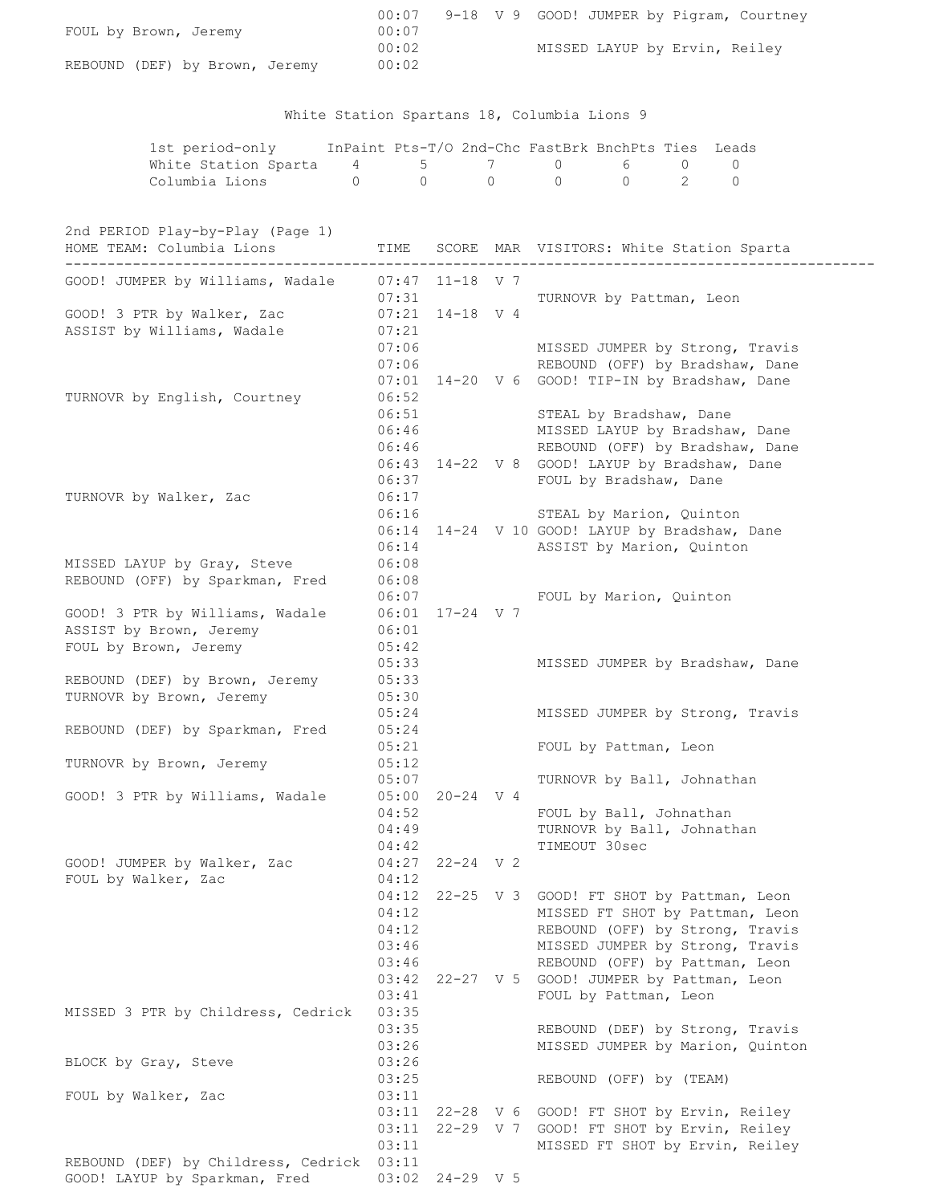| HOME TEAM: Columbia Lions | TIME | SCORE | MAR | VISITORS: White Station Sparta |
|---|---|---|---|---|
| | 00:07 | 9-18 | V 9 | GOOD! JUMPER by Pigram, Courtney |
| FOUL by Brown, Jeremy | 00:07 | | | |
| | 00:02 | | | MISSED LAYUP by Ervin, Reiley |
| REBOUND (DEF) by Brown, Jeremy | 00:02 | | | |

White Station Spartans 18, Columbia Lions 9

| 1st period-only | InPaint | Pts-T/O | 2nd-Chc | FastBrk | BnchPts | Ties | Leads |
|---|---|---|---|---|---|---|---|
| White Station Sparta | 4 | 5 | 7 | 0 | 6 | 0 | 0 |
| Columbia Lions | 0 | 0 | 0 | 0 | 0 | 2 | 0 |

## 2nd PERIOD Play-by-Play (Page 1)

| HOME TEAM: Columbia Lions | TIME | SCORE | MAR | VISITORS: White Station Sparta |
|---|---|---|---|---|
| GOOD! JUMPER by Williams, Wadale | 07:47 | 11-18 | V 7 | |
| | 07:31 | | | TURNOVR by Pattman, Leon |
| GOOD! 3 PTR by Walker, Zac | 07:21 | 14-18 | V 4 | |
| ASSIST by Williams, Wadale | 07:21 | | | |
| | 07:06 | | | MISSED JUMPER by Strong, Travis |
| | 07:06 | | | REBOUND (OFF) by Bradshaw, Dane |
| | 07:01 | 14-20 | V 6 | GOOD! TIP-IN by Bradshaw, Dane |
| TURNOVR by English, Courtney | 06:52 | | | |
| | 06:51 | | | STEAL by Bradshaw, Dane |
| | 06:46 | | | MISSED LAYUP by Bradshaw, Dane |
| | 06:46 | | | REBOUND (OFF) by Bradshaw, Dane |
| | 06:43 | 14-22 | V 8 | GOOD! LAYUP by Bradshaw, Dane |
| | 06:37 | | | FOUL by Bradshaw, Dane |
| TURNOVR by Walker, Zac | 06:17 | | | |
| | 06:16 | | | STEAL by Marion, Quinton |
| | 06:14 | 14-24 | V 10 | GOOD! LAYUP by Bradshaw, Dane |
| | 06:14 | | | ASSIST by Marion, Quinton |
| MISSED LAYUP by Gray, Steve | 06:08 | | | |
| REBOUND (OFF) by Sparkman, Fred | 06:08 | | | |
| | 06:07 | | | FOUL by Marion, Quinton |
| GOOD! 3 PTR by Williams, Wadale | 06:01 | 17-24 | V 7 | |
| ASSIST by Brown, Jeremy | 06:01 | | | |
| FOUL by Brown, Jeremy | 05:42 | | | |
| | 05:33 | | | MISSED JUMPER by Bradshaw, Dane |
| REBOUND (DEF) by Brown, Jeremy | 05:33 | | | |
| TURNOVR by Brown, Jeremy | 05:30 | | | |
| | 05:24 | | | MISSED JUMPER by Strong, Travis |
| REBOUND (DEF) by Sparkman, Fred | 05:24 | | | |
| | 05:21 | | | FOUL by Pattman, Leon |
| TURNOVR by Brown, Jeremy | 05:12 | | | |
| | 05:07 | | | TURNOVR by Ball, Johnathan |
| GOOD! 3 PTR by Williams, Wadale | 05:00 | 20-24 | V 4 | |
| | 04:52 | | | FOUL by Ball, Johnathan |
| | 04:49 | | | TURNOVR by Ball, Johnathan |
| | 04:42 | | | TIMEOUT 30sec |
| GOOD! JUMPER by Walker, Zac | 04:27 | 22-24 | V 2 | |
| FOUL by Walker, Zac | 04:12 | | | |
| | 04:12 | 22-25 | V 3 | GOOD! FT SHOT by Pattman, Leon |
| | 04:12 | | | MISSED FT SHOT by Pattman, Leon |
| | 04:12 | | | REBOUND (OFF) by Strong, Travis |
| | 03:46 | | | MISSED JUMPER by Strong, Travis |
| | 03:46 | | | REBOUND (OFF) by Pattman, Leon |
| | 03:42 | 22-27 | V 5 | GOOD! JUMPER by Pattman, Leon |
| | 03:41 | | | FOUL by Pattman, Leon |
| MISSED 3 PTR by Childress, Cedrick | 03:35 | | | |
| | 03:35 | | | REBOUND (DEF) by Strong, Travis |
| | 03:26 | | | MISSED JUMPER by Marion, Quinton |
| BLOCK by Gray, Steve | 03:26 | | | |
| | 03:25 | | | REBOUND (OFF) by (TEAM) |
| FOUL by Walker, Zac | 03:11 | | | |
| | 03:11 | 22-28 | V 6 | GOOD! FT SHOT by Ervin, Reiley |
| | 03:11 | 22-29 | V 7 | GOOD! FT SHOT by Ervin, Reiley |
| | 03:11 | | | MISSED FT SHOT by Ervin, Reiley |
| REBOUND (DEF) by Childress, Cedrick | 03:11 | | | |
| GOOD! LAYUP by Sparkman, Fred | 03:02 | 24-29 | V 5 | |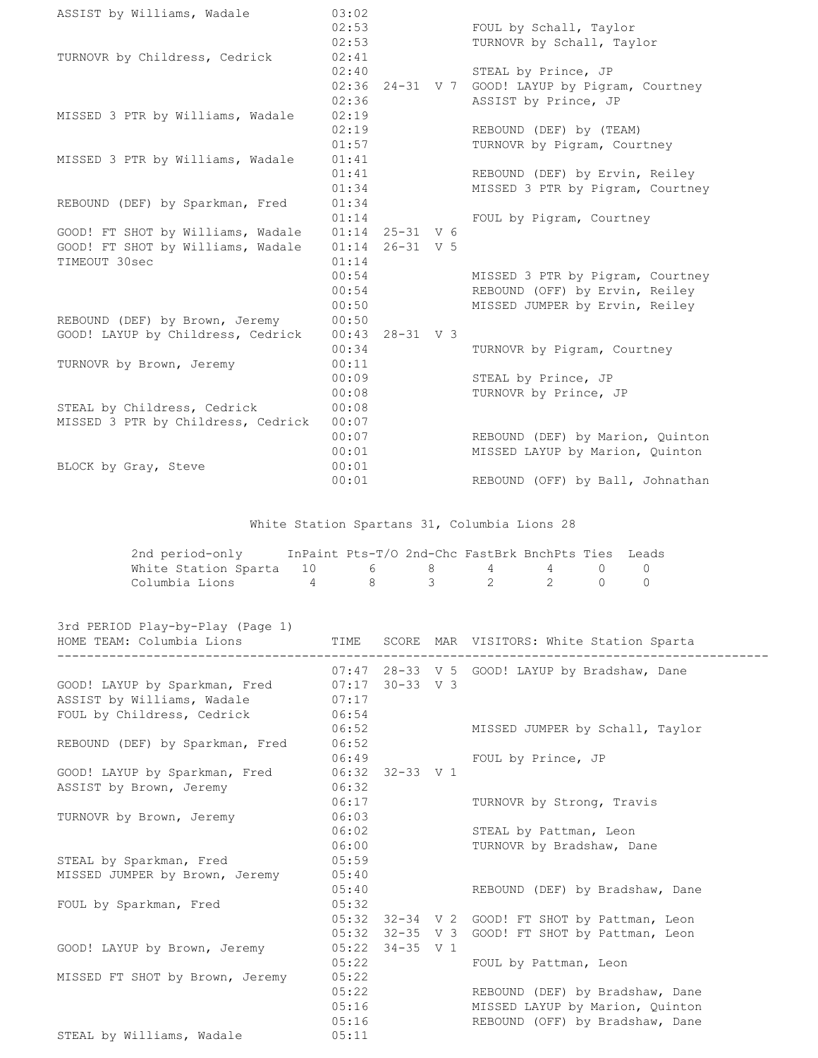| HOME | TIME | SCORE | MAR | VISITORS |
|---|---|---|---|---|
| ASSIST by Williams, Wadale | 03:02 | | | |
| | 02:53 | | | FOUL by Schall, Taylor |
| | 02:53 | | | TURNOVR by Schall, Taylor |
| TURNOVR by Childress, Cedrick | 02:41 | | | |
| | 02:40 | | | STEAL by Prince, JP |
| | 02:36 | 24-31 | V 7 | GOOD! LAYUP by Pigram, Courtney |
| | 02:36 | | | ASSIST by Prince, JP |
| MISSED 3 PTR by Williams, Wadale | 02:19 | | | |
| | 02:19 | | | REBOUND (DEF) by (TEAM) |
| | 01:57 | | | TURNOVR by Pigram, Courtney |
| MISSED 3 PTR by Williams, Wadale | 01:41 | | | |
| | 01:41 | | | REBOUND (DEF) by Ervin, Reiley |
| | 01:34 | | | MISSED 3 PTR by Pigram, Courtney |
| REBOUND (DEF) by Sparkman, Fred | 01:34 | | | |
| | 01:14 | | | FOUL by Pigram, Courtney |
| GOOD! FT SHOT by Williams, Wadale | 01:14 | 25-31 | V 6 | |
| GOOD! FT SHOT by Williams, Wadale | 01:14 | 26-31 | V 5 | |
| TIMEOUT 30sec | 01:14 | | | |
| | 00:54 | | | MISSED 3 PTR by Pigram, Courtney |
| | 00:54 | | | REBOUND (OFF) by Ervin, Reiley |
| | 00:50 | | | MISSED JUMPER by Ervin, Reiley |
| REBOUND (DEF) by Brown, Jeremy | 00:50 | | | |
| GOOD! LAYUP by Childress, Cedrick | 00:43 | 28-31 | V 3 | |
| | 00:34 | | | TURNOVR by Pigram, Courtney |
| TURNOVR by Brown, Jeremy | 00:11 | | | |
| | 00:09 | | | STEAL by Prince, JP |
| | 00:08 | | | TURNOVR by Prince, JP |
| STEAL by Childress, Cedrick | 00:08 | | | |
| MISSED 3 PTR by Childress, Cedrick | 00:07 | | | |
| | 00:07 | | | REBOUND (DEF) by Marion, Quinton |
| | 00:01 | | | MISSED LAYUP by Marion, Quinton |
| BLOCK by Gray, Steve | 00:01 | | | |
| | 00:01 | | | REBOUND (OFF) by Ball, Johnathan |

White Station Spartans 31, Columbia Lions 28

| 2nd period-only | InPaint | Pts-T/O | 2nd-Chc | FastBrk | BnchPts | Ties | Leads |
|---|---|---|---|---|---|---|---|
| White Station Sparta | 10 | 6 | 8 | 4 | 4 | 0 | 0 |
| Columbia Lions | 4 | 8 | 3 | 2 | 2 | 0 | 0 |

3rd PERIOD Play-by-Play (Page 1)

| HOME TEAM: Columbia Lions | TIME | SCORE | MAR | VISITORS: White Station Sparta |
|---|---|---|---|---|
| | 07:47 | 28-33 | V 5 | GOOD! LAYUP by Bradshaw, Dane |
| GOOD! LAYUP by Sparkman, Fred | 07:17 | 30-33 | V 3 | |
| ASSIST by Williams, Wadale | 07:17 | | | |
| FOUL by Childress, Cedrick | 06:54 | | | |
| | 06:52 | | | MISSED JUMPER by Schall, Taylor |
| REBOUND (DEF) by Sparkman, Fred | 06:52 | | | |
| | 06:49 | | | FOUL by Prince, JP |
| GOOD! LAYUP by Sparkman, Fred | 06:32 | 32-33 | V 1 | |
| ASSIST by Brown, Jeremy | 06:32 | | | |
| | 06:17 | | | TURNOVR by Strong, Travis |
| TURNOVR by Brown, Jeremy | 06:03 | | | |
| | 06:02 | | | STEAL by Pattman, Leon |
| | 06:00 | | | TURNOVR by Bradshaw, Dane |
| STEAL by Sparkman, Fred | 05:59 | | | |
| MISSED JUMPER by Brown, Jeremy | 05:40 | | | |
| | 05:40 | | | REBOUND (DEF) by Bradshaw, Dane |
| FOUL by Sparkman, Fred | 05:32 | | | |
| | 05:32 | 32-34 | V 2 | GOOD! FT SHOT by Pattman, Leon |
| | 05:32 | 32-35 | V 3 | GOOD! FT SHOT by Pattman, Leon |
| GOOD! LAYUP by Brown, Jeremy | 05:22 | 34-35 | V 1 | |
| | 05:22 | | | FOUL by Pattman, Leon |
| MISSED FT SHOT by Brown, Jeremy | 05:22 | | | |
| | 05:22 | | | REBOUND (DEF) by Bradshaw, Dane |
| | 05:16 | | | MISSED LAYUP by Marion, Quinton |
| | 05:16 | | | REBOUND (OFF) by Bradshaw, Dane |
| STEAL by Williams, Wadale | 05:11 | | | |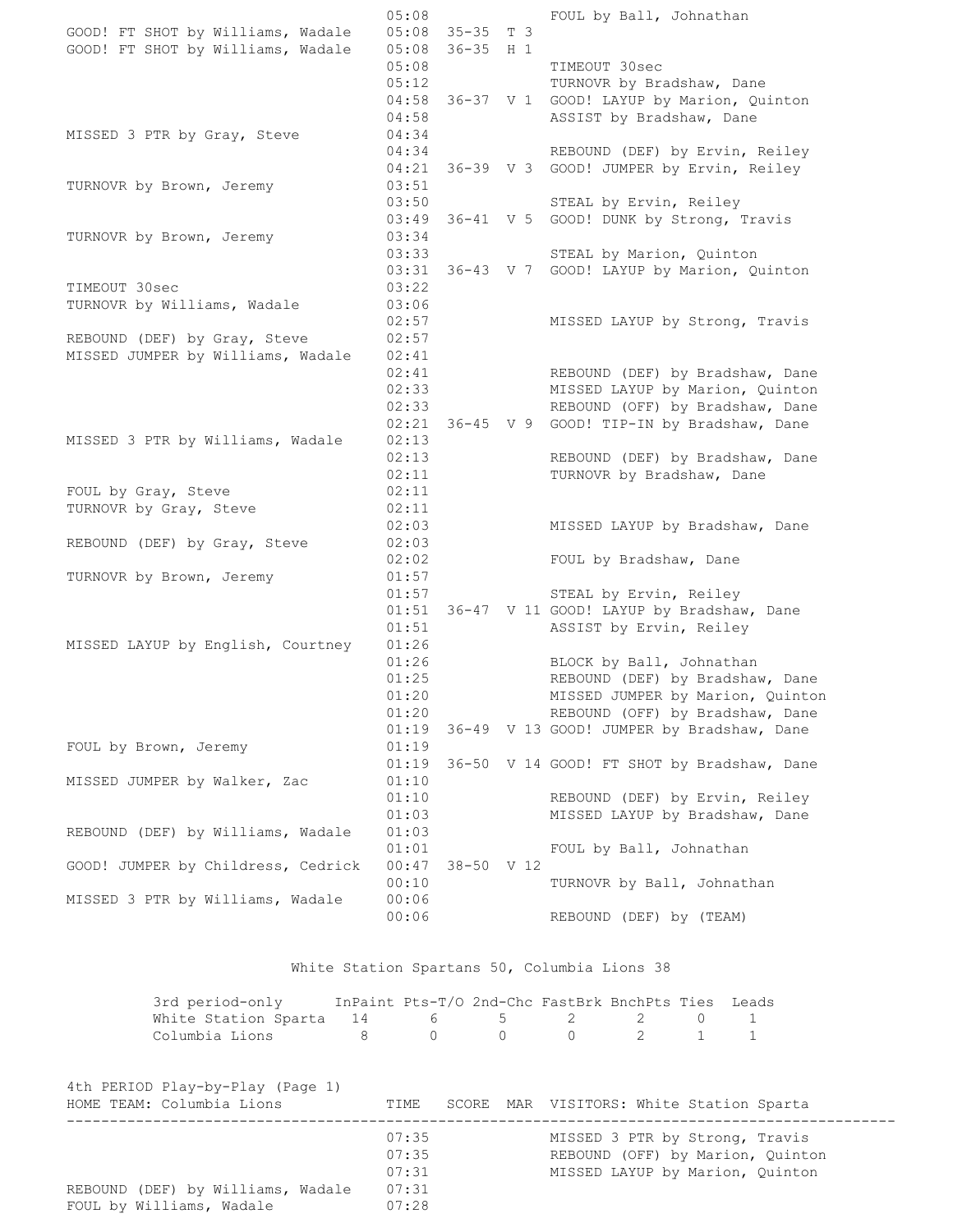| HOME TEAM: Columbia Lions | TIME | SCORE | MAR | VISITORS: White Station Sparta |
|---|---|---|---|---|
| | 05:08 | | | FOUL by Ball, Johnathan |
| GOOD! FT SHOT by Williams, Wadale | 05:08 | 35-35 | T 3 | |
| GOOD! FT SHOT by Williams, Wadale | 05:08 | 36-35 | H 1 | |
| | 05:08 | | | TIMEOUT 30sec |
| | 05:12 | | | TURNOVR by Bradshaw, Dane |
| | 04:58 | 36-37 | V 1 | GOOD! LAYUP by Marion, Quinton |
| | 04:58 | | | ASSIST by Bradshaw, Dane |
| MISSED 3 PTR by Gray, Steve | 04:34 | | | |
| | 04:34 | | | REBOUND (DEF) by Ervin, Reiley |
| | 04:21 | 36-39 | V 3 | GOOD! JUMPER by Ervin, Reiley |
| TURNOVR by Brown, Jeremy | 03:51 | | | |
| | 03:50 | | | STEAL by Ervin, Reiley |
| | 03:49 | 36-41 | V 5 | GOOD! DUNK by Strong, Travis |
| TURNOVR by Brown, Jeremy | 03:34 | | | |
| | 03:33 | | | STEAL by Marion, Quinton |
| | 03:31 | 36-43 | V 7 | GOOD! LAYUP by Marion, Quinton |
| TIMEOUT 30sec | 03:22 | | | |
| TURNOVR by Williams, Wadale | 03:06 | | | |
| | 02:57 | | | MISSED LAYUP by Strong, Travis |
| REBOUND (DEF) by Gray, Steve | 02:57 | | | |
| MISSED JUMPER by Williams, Wadale | 02:41 | | | |
| | 02:41 | | | REBOUND (DEF) by Bradshaw, Dane |
| | 02:33 | | | MISSED LAYUP by Marion, Quinton |
| | 02:33 | | | REBOUND (OFF) by Bradshaw, Dane |
| | 02:21 | 36-45 | V 9 | GOOD! TIP-IN by Bradshaw, Dane |
| MISSED 3 PTR by Williams, Wadale | 02:13 | | | |
| | 02:13 | | | REBOUND (DEF) by Bradshaw, Dane |
| | 02:11 | | | TURNOVR by Bradshaw, Dane |
| FOUL by Gray, Steve | 02:11 | | | |
| TURNOVR by Gray, Steve | 02:11 | | | |
| | 02:03 | | | MISSED LAYUP by Bradshaw, Dane |
| REBOUND (DEF) by Gray, Steve | 02:03 | | | |
| | 02:02 | | | FOUL by Bradshaw, Dane |
| TURNOVR by Brown, Jeremy | 01:57 | | | |
| | 01:57 | | | STEAL by Ervin, Reiley |
| | 01:51 | 36-47 | V 11 | GOOD! LAYUP by Bradshaw, Dane |
| | 01:51 | | | ASSIST by Ervin, Reiley |
| MISSED LAYUP by English, Courtney | 01:26 | | | |
| | 01:26 | | | BLOCK by Ball, Johnathan |
| | 01:25 | | | REBOUND (DEF) by Bradshaw, Dane |
| | 01:20 | | | MISSED JUMPER by Marion, Quinton |
| | 01:20 | | | REBOUND (OFF) by Bradshaw, Dane |
| | 01:19 | 36-49 | V 13 | GOOD! JUMPER by Bradshaw, Dane |
| FOUL by Brown, Jeremy | 01:19 | | | |
| | 01:19 | 36-50 | V 14 | GOOD! FT SHOT by Bradshaw, Dane |
| MISSED JUMPER by Walker, Zac | 01:10 | | | |
| | 01:10 | | | REBOUND (DEF) by Ervin, Reiley |
| | 01:03 | | | MISSED LAYUP by Bradshaw, Dane |
| REBOUND (DEF) by Williams, Wadale | 01:03 | | | |
| | 01:01 | | | FOUL by Ball, Johnathan |
| GOOD! JUMPER by Childress, Cedrick | 00:47 | 38-50 | V 12 | |
| | 00:10 | | | TURNOVR by Ball, Johnathan |
| MISSED 3 PTR by Williams, Wadale | 00:06 | | | |
| | 00:06 | | | REBOUND (DEF) by (TEAM) |

White Station Spartans 50, Columbia Lions 38

| 3rd period-only | InPaint | Pts-T/O | 2nd-Chc | FastBrk | BnchPts | Ties | Leads |
|---|---|---|---|---|---|---|---|
| White Station Sparta | 14 | 6 | 5 | 2 | 2 | 0 | 1 |
| Columbia Lions | 8 | 0 | 0 | 0 | 2 | 1 | 1 |

4th PERIOD Play-by-Play (Page 1)

| HOME TEAM: Columbia Lions | TIME | SCORE | MAR | VISITORS: White Station Sparta |
|---|---|---|---|---|
| | 07:35 | | | MISSED 3 PTR by Strong, Travis |
| | 07:35 | | | REBOUND (OFF) by Marion, Quinton |
| | 07:31 | | | MISSED LAYUP by Marion, Quinton |
| REBOUND (DEF) by Williams, Wadale | 07:31 | | | |
| FOUL by Williams, Wadale | 07:28 | | | |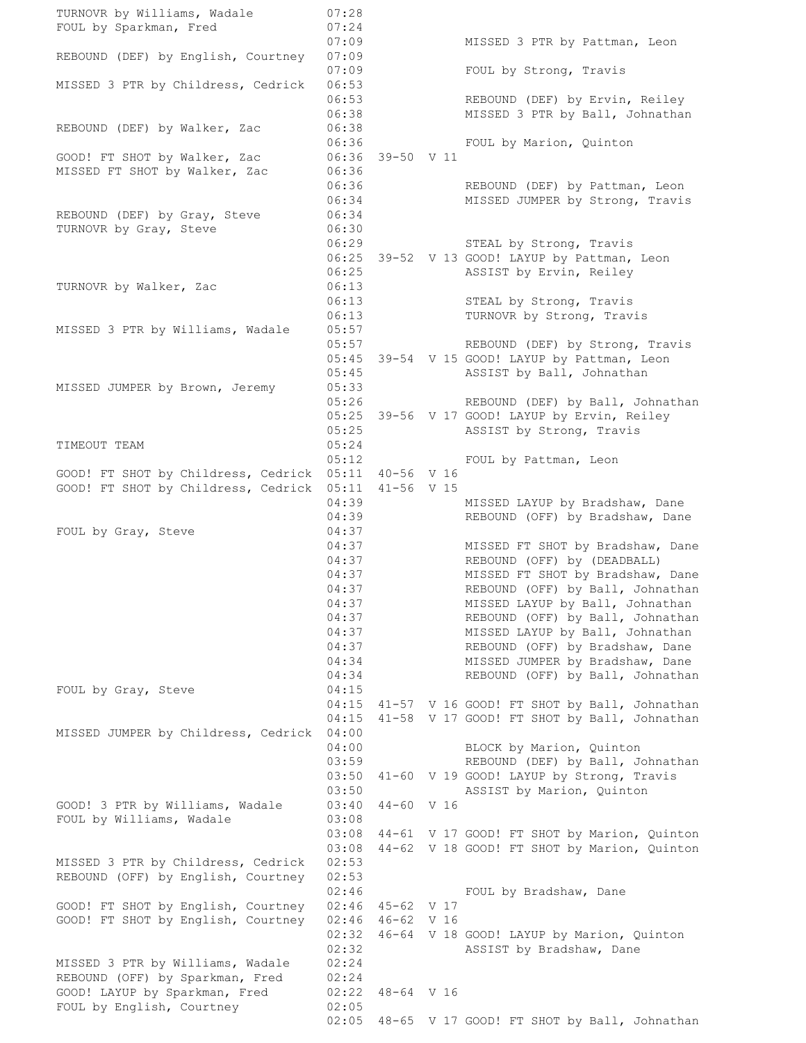| Home | Time | Score | Margin | Visitor |
|---|---|---|---|---|
| TURNOVR by Williams, Wadale | 07:28 | | | |
| FOUL by Sparkman, Fred | 07:24 | | | |
| | 07:09 | | | MISSED 3 PTR by Pattman, Leon |
| REBOUND (DEF) by English, Courtney | 07:09 | | | |
| | 07:09 | | | FOUL by Strong, Travis |
| MISSED 3 PTR by Childress, Cedrick | 06:53 | | | |
| | 06:53 | | | REBOUND (DEF) by Ervin, Reiley |
| | 06:38 | | | MISSED 3 PTR by Ball, Johnathan |
| REBOUND (DEF) by Walker, Zac | 06:38 | | | |
| | 06:36 | | | FOUL by Marion, Quinton |
| GOOD! FT SHOT by Walker, Zac | 06:36 | 39-50 | V 11 | |
| MISSED FT SHOT by Walker, Zac | 06:36 | | | |
| | 06:36 | | | REBOUND (DEF) by Pattman, Leon |
| | 06:34 | | | MISSED JUMPER by Strong, Travis |
| REBOUND (DEF) by Gray, Steve | 06:34 | | | |
| TURNOVR by Gray, Steve | 06:30 | | | |
| | 06:29 | | | STEAL by Strong, Travis |
| | 06:25 | 39-52 | V 13 | GOOD! LAYUP by Pattman, Leon |
| | 06:25 | | | ASSIST by Ervin, Reiley |
| TURNOVR by Walker, Zac | 06:13 | | | |
| | 06:13 | | | STEAL by Strong, Travis |
| | 06:13 | | | TURNOVR by Strong, Travis |
| MISSED 3 PTR by Williams, Wadale | 05:57 | | | |
| | 05:57 | | | REBOUND (DEF) by Strong, Travis |
| | 05:45 | 39-54 | V 15 | GOOD! LAYUP by Pattman, Leon |
| | 05:45 | | | ASSIST by Ball, Johnathan |
| MISSED JUMPER by Brown, Jeremy | 05:33 | | | |
| | 05:26 | | | REBOUND (DEF) by Ball, Johnathan |
| | 05:25 | 39-56 | V 17 | GOOD! LAYUP by Ervin, Reiley |
| | 05:25 | | | ASSIST by Strong, Travis |
| TIMEOUT TEAM | 05:24 | | | |
| | 05:12 | | | FOUL by Pattman, Leon |
| GOOD! FT SHOT by Childress, Cedrick | 05:11 | 40-56 | V 16 | |
| GOOD! FT SHOT by Childress, Cedrick | 05:11 | 41-56 | V 15 | |
| | 04:39 | | | MISSED LAYUP by Bradshaw, Dane |
| | 04:39 | | | REBOUND (OFF) by Bradshaw, Dane |
| FOUL by Gray, Steve | 04:37 | | | |
| | 04:37 | | | MISSED FT SHOT by Bradshaw, Dane |
| | 04:37 | | | REBOUND (OFF) by (DEADBALL) |
| | 04:37 | | | MISSED FT SHOT by Bradshaw, Dane |
| | 04:37 | | | REBOUND (OFF) by Ball, Johnathan |
| | 04:37 | | | MISSED LAYUP by Ball, Johnathan |
| | 04:37 | | | REBOUND (OFF) by Ball, Johnathan |
| | 04:37 | | | MISSED LAYUP by Ball, Johnathan |
| | 04:37 | | | REBOUND (OFF) by Bradshaw, Dane |
| | 04:34 | | | MISSED JUMPER by Bradshaw, Dane |
| | 04:34 | | | REBOUND (OFF) by Ball, Johnathan |
| FOUL by Gray, Steve | 04:15 | | | |
| | 04:15 | 41-57 | V 16 | GOOD! FT SHOT by Ball, Johnathan |
| | 04:15 | 41-58 | V 17 | GOOD! FT SHOT by Ball, Johnathan |
| MISSED JUMPER by Childress, Cedrick | 04:00 | | | |
| | 04:00 | | | BLOCK by Marion, Quinton |
| | 03:59 | | | REBOUND (DEF) by Ball, Johnathan |
| | 03:50 | 41-60 | V 19 | GOOD! LAYUP by Strong, Travis |
| | 03:50 | | | ASSIST by Marion, Quinton |
| GOOD! 3 PTR by Williams, Wadale | 03:40 | 44-60 | V 16 | |
| FOUL by Williams, Wadale | 03:08 | | | |
| | 03:08 | 44-61 | V 17 | GOOD! FT SHOT by Marion, Quinton |
| | 03:08 | 44-62 | V 18 | GOOD! FT SHOT by Marion, Quinton |
| MISSED 3 PTR by Childress, Cedrick | 02:53 | | | |
| REBOUND (OFF) by English, Courtney | 02:53 | | | |
| | 02:46 | | | FOUL by Bradshaw, Dane |
| GOOD! FT SHOT by English, Courtney | 02:46 | 45-62 | V 17 | |
| GOOD! FT SHOT by English, Courtney | 02:46 | 46-62 | V 16 | |
| | 02:32 | 46-64 | V 18 | GOOD! LAYUP by Marion, Quinton |
| | 02:32 | | | ASSIST by Bradshaw, Dane |
| MISSED 3 PTR by Williams, Wadale | 02:24 | | | |
| REBOUND (OFF) by Sparkman, Fred | 02:24 | | | |
| GOOD! LAYUP by Sparkman, Fred | 02:22 | 48-64 | V 16 | |
| FOUL by English, Courtney | 02:05 | | | |
| | 02:05 | 48-65 | V 17 | GOOD! FT SHOT by Ball, Johnathan |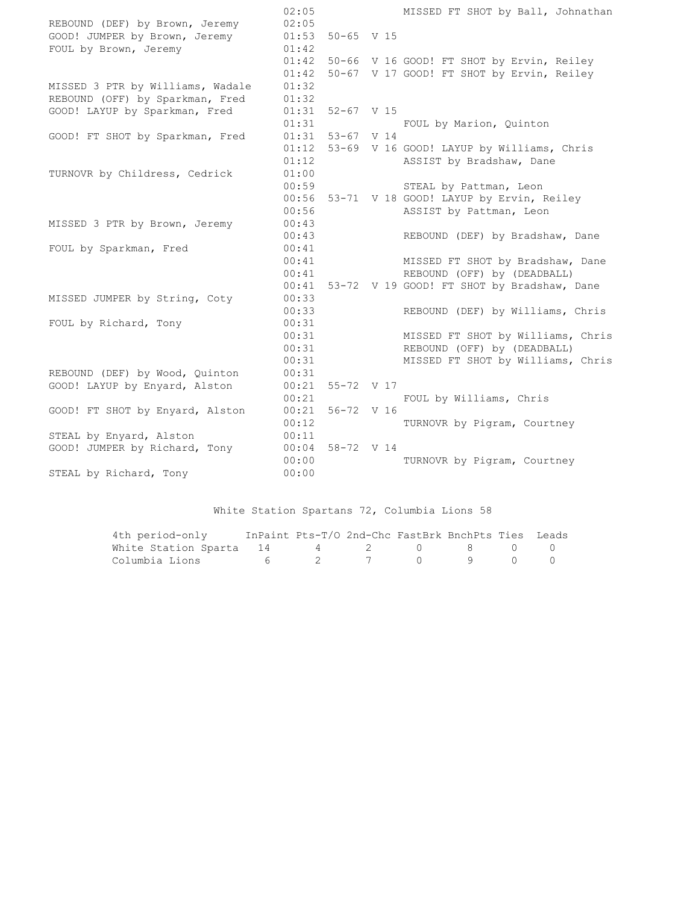| Home | Time | Score | Margin | Visitor |
|---|---|---|---|---|
| | 02:05 | | | MISSED FT SHOT by Ball, Johnathan |
| REBOUND (DEF) by Brown, Jeremy | 02:05 | | | |
| GOOD! JUMPER by Brown, Jeremy | 01:53 | 50-65 | V 15 | |
| FOUL by Brown, Jeremy | 01:42 | | | |
| | 01:42 | 50-66 | V 16 | GOOD! FT SHOT by Ervin, Reiley |
| | 01:42 | 50-67 | V 17 | GOOD! FT SHOT by Ervin, Reiley |
| MISSED 3 PTR by Williams, Wadale | 01:32 | | | |
| REBOUND (OFF) by Sparkman, Fred | 01:32 | | | |
| GOOD! LAYUP by Sparkman, Fred | 01:31 | 52-67 | V 15 | |
| | 01:31 | | | FOUL by Marion, Quinton |
| GOOD! FT SHOT by Sparkman, Fred | 01:31 | 53-67 | V 14 | |
| | 01:12 | 53-69 | V 16 | GOOD! LAYUP by Williams, Chris |
| | 01:12 | | | ASSIST by Bradshaw, Dane |
| TURNOVR by Childress, Cedrick | 01:00 | | | |
| | 00:59 | | | STEAL by Pattman, Leon |
| | 00:56 | 53-71 | V 18 | GOOD! LAYUP by Ervin, Reiley |
| | 00:56 | | | ASSIST by Pattman, Leon |
| MISSED 3 PTR by Brown, Jeremy | 00:43 | | | |
| | 00:43 | | | REBOUND (DEF) by Bradshaw, Dane |
| FOUL by Sparkman, Fred | 00:41 | | | |
| | 00:41 | | | MISSED FT SHOT by Bradshaw, Dane |
| | 00:41 | | | REBOUND (OFF) by (DEADBALL) |
| | 00:41 | 53-72 | V 19 | GOOD! FT SHOT by Bradshaw, Dane |
| MISSED JUMPER by String, Coty | 00:33 | | | |
| | 00:33 | | | REBOUND (DEF) by Williams, Chris |
| FOUL by Richard, Tony | 00:31 | | | |
| | 00:31 | | | MISSED FT SHOT by Williams, Chris |
| | 00:31 | | | REBOUND (OFF) by (DEADBALL) |
| | 00:31 | | | MISSED FT SHOT by Williams, Chris |
| REBOUND (DEF) by Wood, Quinton | 00:31 | | | |
| GOOD! LAYUP by Enyard, Alston | 00:21 | 55-72 | V 17 | |
| | 00:21 | | | FOUL by Williams, Chris |
| GOOD! FT SHOT by Enyard, Alston | 00:21 | 56-72 | V 16 | |
| | 00:12 | | | TURNOVR by Pigram, Courtney |
| STEAL by Enyard, Alston | 00:11 | | | |
| GOOD! JUMPER by Richard, Tony | 00:04 | 58-72 | V 14 | |
| | 00:00 | | | TURNOVR by Pigram, Courtney |
| STEAL by Richard, Tony | 00:00 | | | |

White Station Spartans 72, Columbia Lions 58

| 4th period-only | InPaint | Pts-T/O | 2nd-Chc | FastBrk | BnchPts | Ties | Leads |
|---|---|---|---|---|---|---|---|
| White Station Sparta | 14 | 4 | 2 | 0 | 8 | 0 | 0 |
| Columbia Lions | 6 | 2 | 7 | 0 | 9 | 0 | 0 |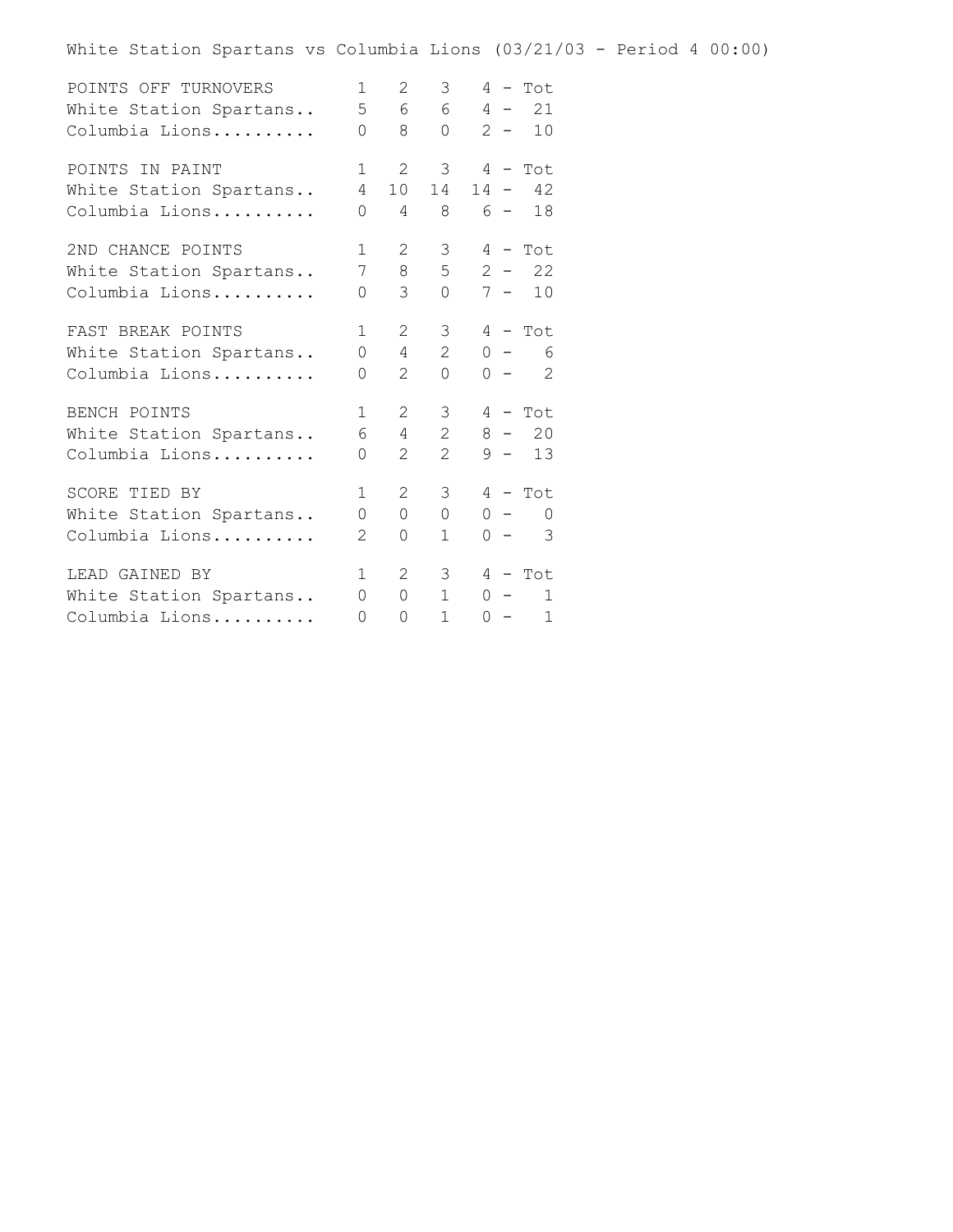White Station Spartans vs Columbia Lions (03/21/03 - Period 4 00:00)

| POINTS OFF TURNOVERS | 1 | 2 | 3 | 4 | Tot |
|---|---|---|---|---|---|
| White Station Spartans.. | 5 | 6 | 6 | 4 | 21 |
| Columbia Lions.......... | 0 | 8 | 0 | 2 | 10 |

| POINTS IN PAINT | 1 | 2 | 3 | 4 | Tot |
|---|---|---|---|---|---|
| White Station Spartans.. | 4 | 10 | 14 | 14 | 42 |
| Columbia Lions.......... | 0 | 4 | 8 | 6 | 18 |

| 2ND CHANCE POINTS | 1 | 2 | 3 | 4 | Tot |
|---|---|---|---|---|---|
| White Station Spartans.. | 7 | 8 | 5 | 2 | 22 |
| Columbia Lions.......... | 0 | 3 | 0 | 7 | 10 |

| FAST BREAK POINTS | 1 | 2 | 3 | 4 | Tot |
|---|---|---|---|---|---|
| White Station Spartans.. | 0 | 4 | 2 | 0 | 6 |
| Columbia Lions.......... | 0 | 2 | 0 | 0 | 2 |

| BENCH POINTS | 1 | 2 | 3 | 4 | Tot |
|---|---|---|---|---|---|
| White Station Spartans.. | 6 | 4 | 2 | 8 | 20 |
| Columbia Lions.......... | 0 | 2 | 2 | 9 | 13 |

| SCORE TIED BY | 1 | 2 | 3 | 4 | Tot |
|---|---|---|---|---|---|
| White Station Spartans.. | 0 | 0 | 0 | 0 | 0 |
| Columbia Lions.......... | 2 | 0 | 1 | 0 | 3 |

| LEAD GAINED BY | 1 | 2 | 3 | 4 | Tot |
|---|---|---|---|---|---|
| White Station Spartans.. | 0 | 0 | 1 | 0 | 1 |
| Columbia Lions.......... | 0 | 0 | 1 | 0 | 1 |